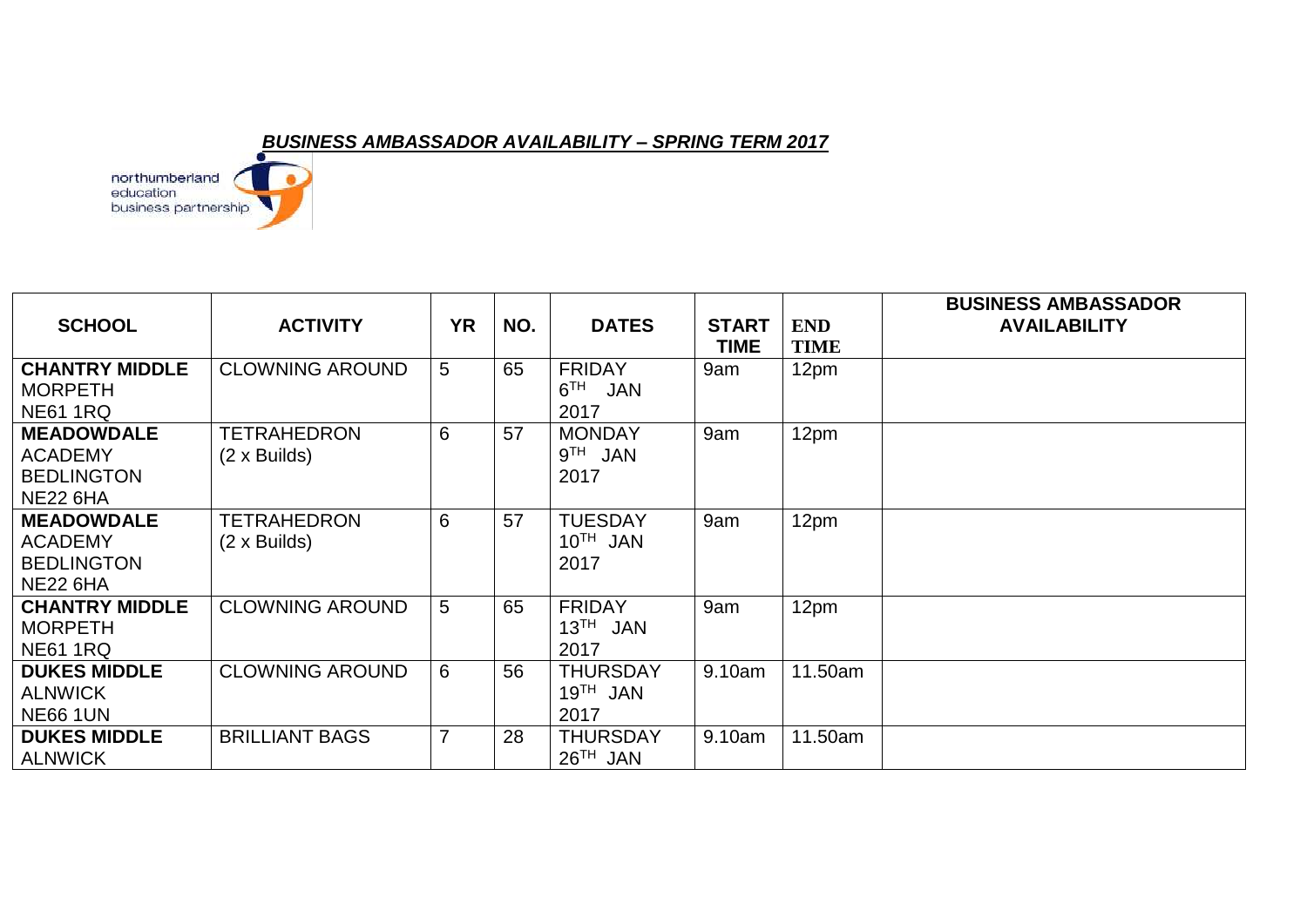## *BUSINESS AMBASSADOR AVAILABILITY – SPRING TERM 2017*

northumberland education business partnership

| SCHOOL | ACTIVITY | YR | NO. | DATES | START TIME | END TIME | BUSINESS AMBASSADOR AVAILABILITY |
|---|---|---|---|---|---|---|---|
| **CHANTRY MIDDLE** MORPETH NE61 1RQ | CLOWNING AROUND | 5 | 65 | FRIDAY 6TH JAN 2017 | 9am | 12pm | |
| **MEADOWDALE** ACADEMY BEDLINGTON NE22 6HA | TETRAHEDRON (2 x Builds) | 6 | 57 | MONDAY 9TH JAN 2017 | 9am | 12pm | |
| **MEADOWDALE** ACADEMY BEDLINGTON NE22 6HA | TETRAHEDRON (2 x Builds) | 6 | 57 | TUESDAY 10TH JAN 2017 | 9am | 12pm | |
| **CHANTRY MIDDLE** MORPETH NE61 1RQ | CLOWNING AROUND | 5 | 65 | FRIDAY 13TH JAN 2017 | 9am | 12pm | |
| **DUKES MIDDLE** ALNWICK NE66 1UN | CLOWNING AROUND | 6 | 56 | THURSDAY 19TH JAN 2017 | 9.10am | 11.50am | |
| **DUKES MIDDLE** ALNWICK | BRILLIANT BAGS | 7 | 28 | THURSDAY 26TH JAN | 9.10am | 11.50am | |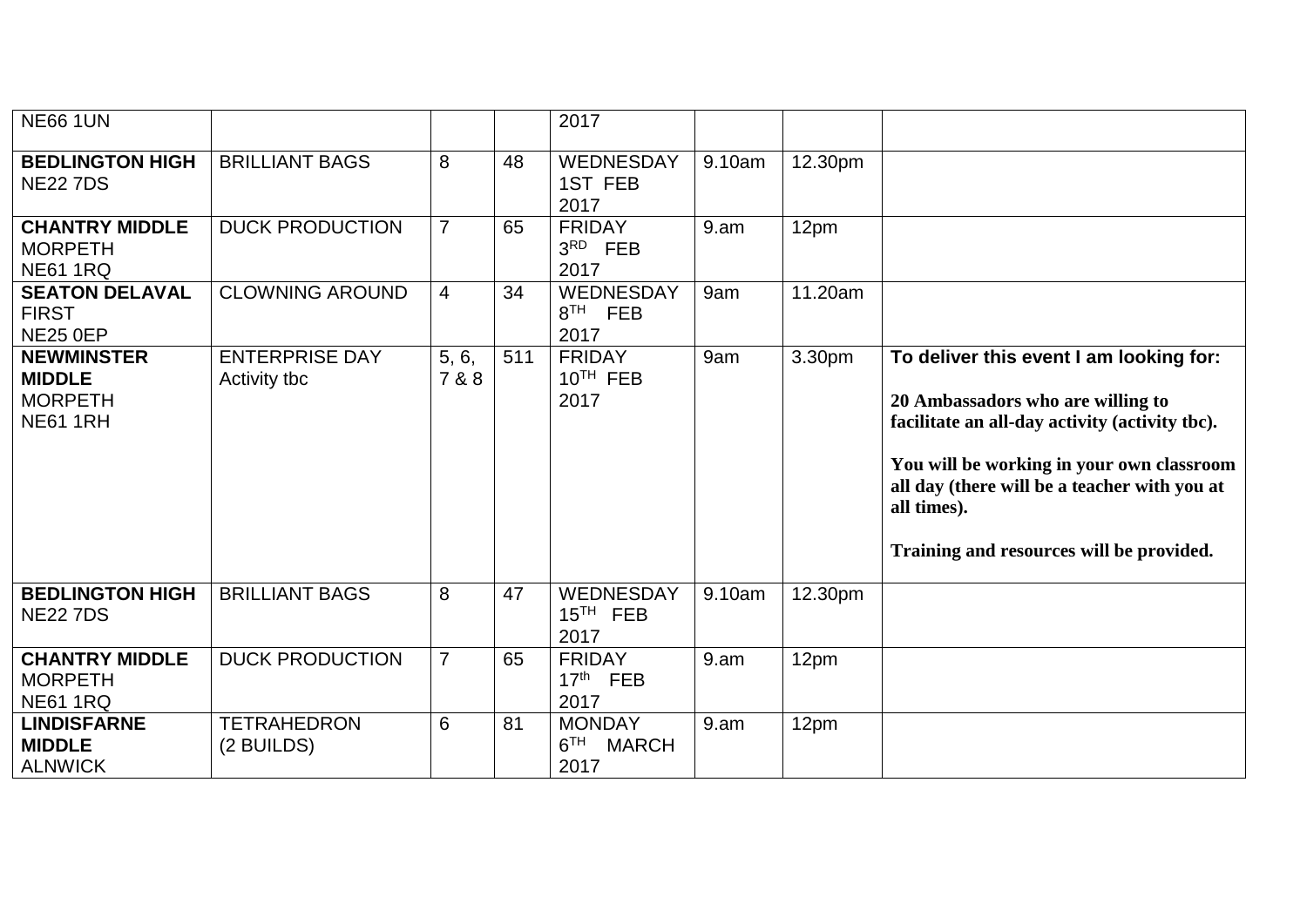| | | | | | | | |
|---|---|---|---|---|---|---|---|
| NE66 1UN | | | | 2017 | | | |
| **BEDLINGTON HIGH** NE22 7DS | BRILLIANT BAGS | 8 | 48 | WEDNESDAY 1ST FEB 2017 | 9.10am | 12.30pm | |
| **CHANTRY MIDDLE** MORPETH NE61 1RQ | DUCK PRODUCTION | 7 | 65 | FRIDAY 3RD FEB 2017 | 9.am | 12pm | |
| **SEATON DELAVAL FIRST** NE25 0EP | CLOWNING AROUND | 4 | 34 | WEDNESDAY 8TH FEB 2017 | 9am | 11.20am | |
| **NEWMINSTER MIDDLE** MORPETH NE61 1RH | ENTERPRISE DAY Activity tbc | 5, 6, 7 & 8 | 511 | FRIDAY 10TH FEB 2017 | 9am | 3.30pm | **To deliver this event I am looking for:** **20 Ambassadors who are willing to facilitate an all-day activity (activity tbc).** **You will be working in your own classroom all day (there will be a teacher with you at all times).** **Training and resources will be provided.** |
| **BEDLINGTON HIGH** NE22 7DS | BRILLIANT BAGS | 8 | 47 | WEDNESDAY 15TH FEB 2017 | 9.10am | 12.30pm | |
| **CHANTRY MIDDLE** MORPETH NE61 1RQ | DUCK PRODUCTION | 7 | 65 | FRIDAY 17th FEB 2017 | 9.am | 12pm | |
| **LINDISFARNE MIDDLE** ALNWICK | TETRAHEDRON (2 BUILDS) | 6 | 81 | MONDAY 6TH MARCH 2017 | 9.am | 12pm | |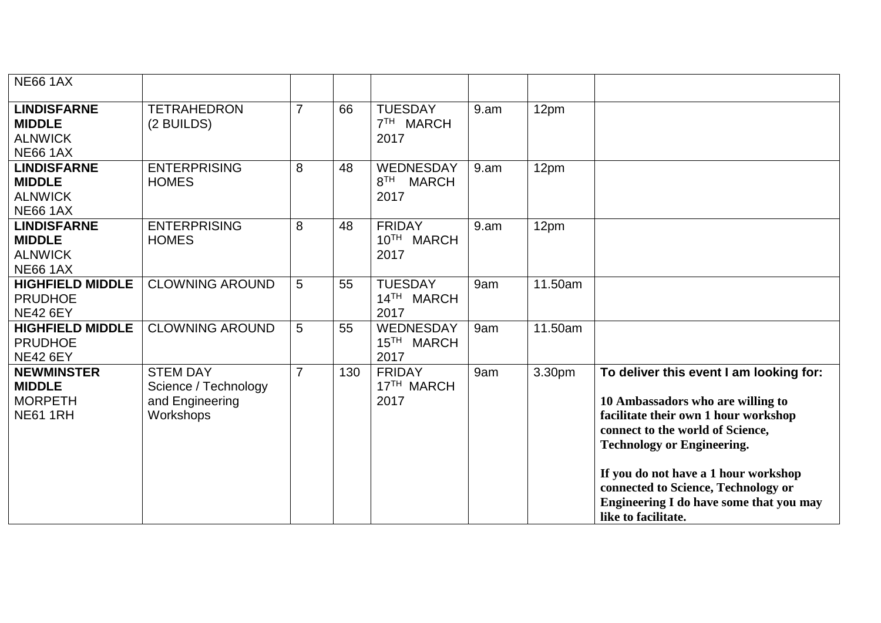| | | | | | | | |
|---|---|---|---|---|---|---|---|
| NE66 1AX | | | | | | | |
| **LINDISFARNE MIDDLE** ALNWICK NE66 1AX | TETRAHEDRON (2 BUILDS) | 7 | 66 | TUESDAY 7TH MARCH 2017 | 9.am | 12pm | |
| **LINDISFARNE MIDDLE** ALNWICK NE66 1AX | ENTERPRISING HOMES | 8 | 48 | WEDNESDAY 8TH MARCH 2017 | 9.am | 12pm | |
| **LINDISFARNE MIDDLE** ALNWICK NE66 1AX | ENTERPRISING HOMES | 8 | 48 | FRIDAY 10TH MARCH 2017 | 9.am | 12pm | |
| **HIGHFIELD MIDDLE** PRUDHOE NE42 6EY | CLOWNING AROUND | 5 | 55 | TUESDAY 14TH MARCH 2017 | 9am | 11.50am | |
| **HIGHFIELD MIDDLE** PRUDHOE NE42 6EY | CLOWNING AROUND | 5 | 55 | WEDNESDAY 15TH MARCH 2017 | 9am | 11.50am | |
| **NEWMINSTER MIDDLE** MORPETH NE61 1RH | STEM DAY Science / Technology and Engineering Workshops | 7 | 130 | FRIDAY 17TH MARCH 2017 | 9am | 3.30pm | **To deliver this event I am looking for:** **10 Ambassadors who are willing to facilitate their own 1 hour workshop connect to the world of Science, Technology or Engineering.** **If you do not have a 1 hour workshop connected to Science, Technology or Engineering I do have some that you may like to facilitate.** |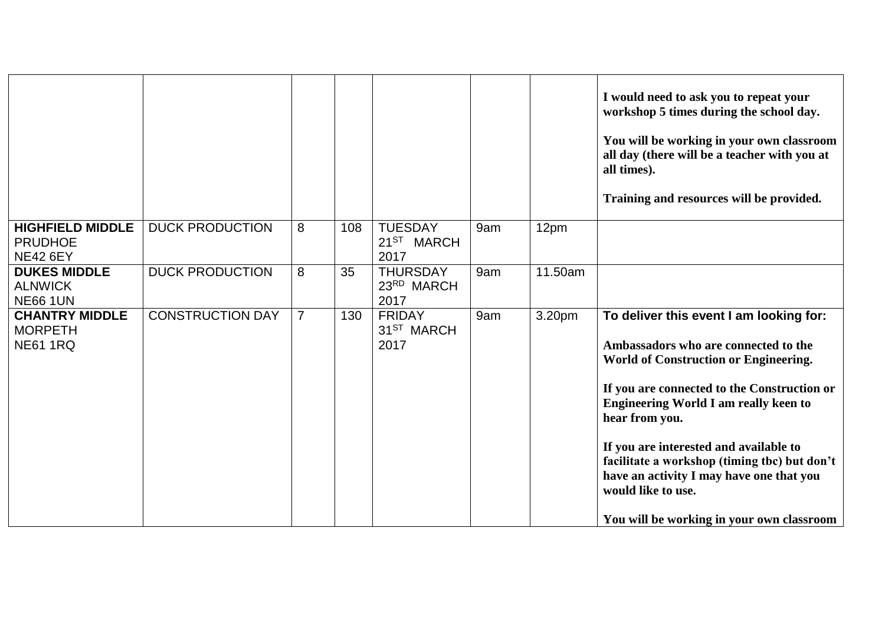| | | | | | | | |
|---|---|---|---|---|---|---|---|
| | | | | | | | **I would need to ask you to repeat your workshop 5 times during the school day.**<br><br>**You will be working in your own classroom all day (there will be a teacher with you at all times).**<br><br>**Training and resources will be provided.** |
| **HIGHFIELD MIDDLE** PRUDHOE NE42 6EY | DUCK PRODUCTION | 8 | 108 | TUESDAY 21ST MARCH 2017 | 9am | 12pm | |
| **DUKES MIDDLE** ALNWICK NE66 1UN | DUCK PRODUCTION | 8 | 35 | THURSDAY 23RD MARCH 2017 | 9am | 11.50am | |
| **CHANTRY MIDDLE** MORPETH NE61 1RQ | CONSTRUCTION DAY | 7 | 130 | FRIDAY 31ST MARCH 2017 | 9am | 3.20pm | **To deliver this event I am looking for:**<br><br>**Ambassadors who are connected to the World of Construction or Engineering.**<br><br>**If you are connected to the Construction or Engineering World I am really keen to hear from you.**<br><br>**If you are interested and available to facilitate a workshop (timing tbc) but don't have an activity I may have one that you would like to use.**<br><br>**You will be working in your own classroom** |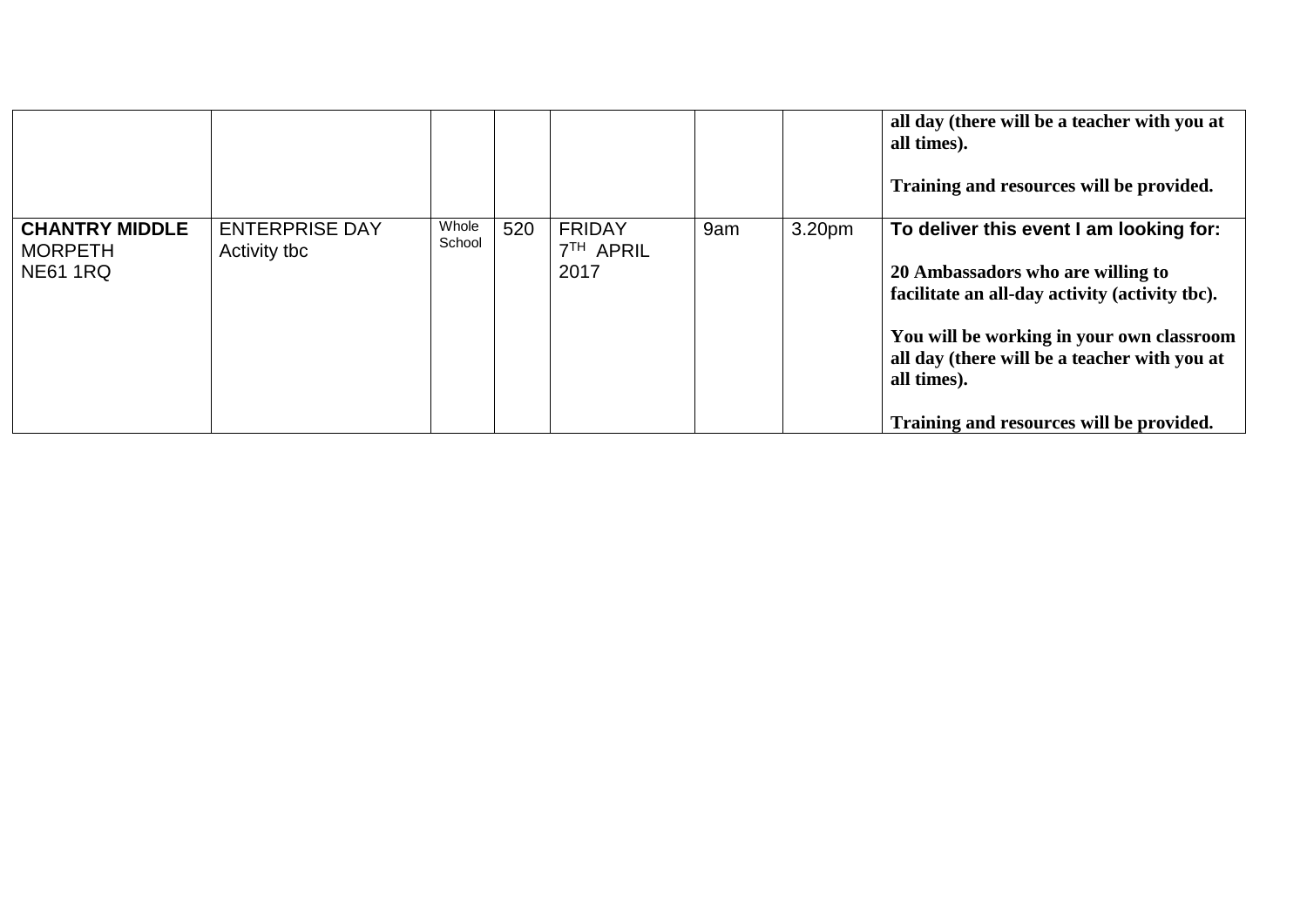| | | | | | | | |
|---|---|---|---|---|---|---|---|
| | | | | | | | **all day (there will be a teacher with you at all times).**<br><br>**Training and resources will be provided.** |
| **CHANTRY MIDDLE** MORPETH NE61 1RQ | ENTERPRISE DAY Activity tbc | Whole School | 520 | FRIDAY 7TH APRIL 2017 | 9am | 3.20pm | **To deliver this event I am looking for:**<br><br>**20 Ambassadors who are willing to facilitate an all-day activity (activity tbc).**<br><br>**You will be working in your own classroom all day (there will be a teacher with you at all times).**<br><br>**Training and resources will be provided.** |